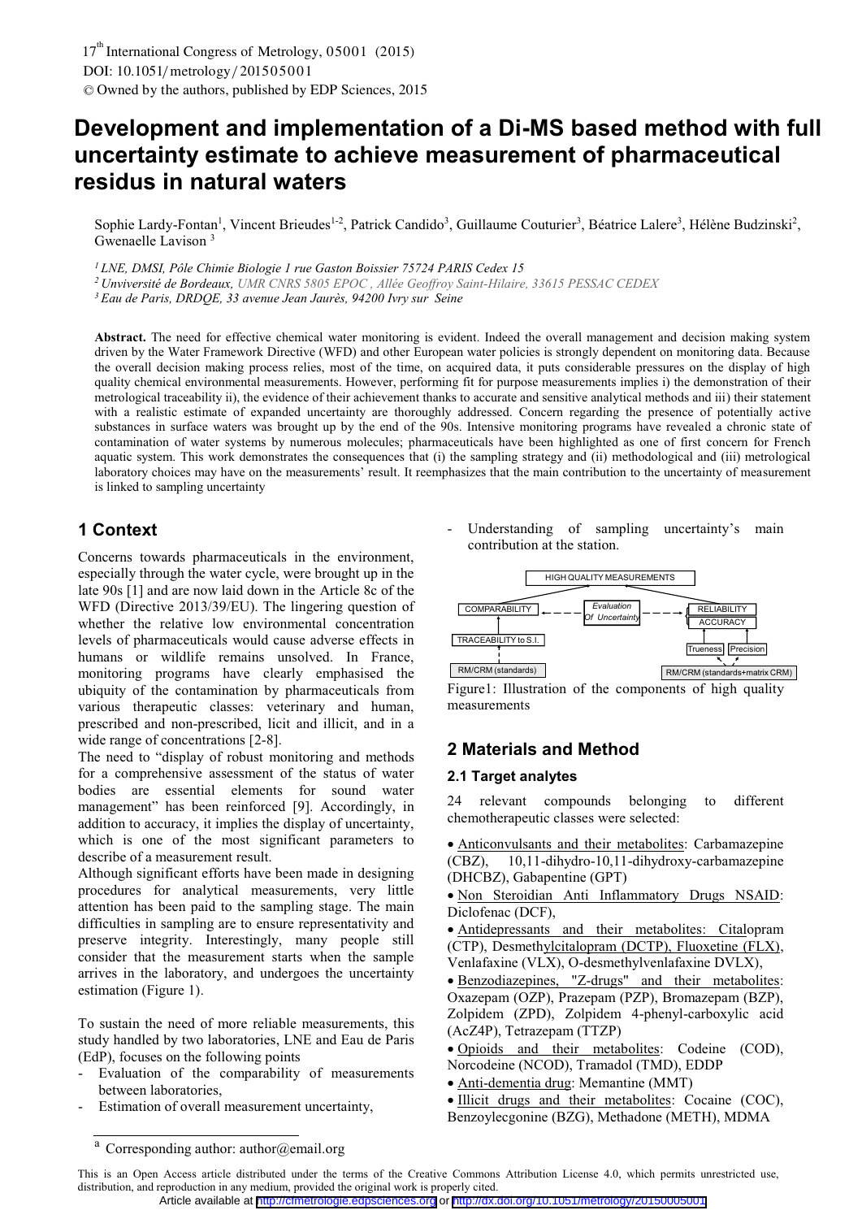# Development and implementation of a Di-MS based method with full uncertainty estimate to achieve measurement of pharmaceutical residus in natural waters

Sophie Lardy-Fontan[1], Vincent Brieudes[1-2], Patrick Candido[3], Guillaume Couturier[3], Béatrice Lalere[3], Hélène Budzinski[2], Gwenaelle Lavison [3]

[1] *LNE, DMSI, Pôle Chimie Biologie 1 rue Gaston Boissier 75724 PARIS Cedex 15*

[2] *Unviversité de Bordeaux, UMR CNRS 5805 EPOC , Allée Geoffroy Saint-Hilaire, 33615 PESSAC CEDEX*

[3] *Eau de Paris, DRDQE, 33 avenue Jean Jaurès, 94200 Ivry sur Seine*

**Abstract.** The need for effective chemical water monitoring is evident. Indeed the overall management and decision making system driven by the Water Framework Directive (WFD) and other European water policies is strongly dependent on monitoring data. Because the overall decision making process relies, most of the time, on acquired data, it puts considerable pressures on the display of high quality chemical environmental measurements. However, performing fit for purpose measurements implies i) the demonstration of their metrological traceability ii), the evidence of their achievement thanks to accurate and sensitive analytical methods and iii) their statement with a realistic estimate of expanded uncertainty are thoroughly addressed. Concern regarding the presence of potentially active substances in surface waters was brought up by the end of the 90s. Intensive monitoring programs have revealed a chronic state of contamination of water systems by numerous molecules; pharmaceuticals have been highlighted as one of first concern for French aquatic system. This work demonstrates the consequences that (i) the sampling strategy and (ii) methodological and (iii) metrological laboratory choices may have on the measurements' result. It reemphasizes that the main contribution to the uncertainty of measurement is linked to sampling uncertainty

## 1 Context

Concerns towards pharmaceuticals in the environment, especially through the water cycle, were brought up in the late 90s [1] and are now laid down in the Article 8c of the WFD (Directive 2013/39/EU). The lingering question of whether the relative low environmental concentration levels of pharmaceuticals would cause adverse effects in humans or wildlife remains unsolved. In France, monitoring programs have clearly emphasised the ubiquity of the contamination by pharmaceuticals from various therapeutic classes: veterinary and human, prescribed and non-prescribed, licit and illicit, and in a wide range of concentrations [2-8].

The need to "display of robust monitoring and methods for a comprehensive assessment of the status of water bodies are essential elements for sound water management" has been reinforced [9]. Accordingly, in addition to accuracy, it implies the display of uncertainty, which is one of the most significant parameters to describe of a measurement result.

Although significant efforts have been made in designing procedures for analytical measurements, very little attention has been paid to the sampling stage. The main difficulties in sampling are to ensure representativity and preserve integrity. Interestingly, many people still consider that the measurement starts when the sample arrives in the laboratory, and undergoes the uncertainty estimation (Figure 1).

To sustain the need of more reliable measurements, this study handled by two laboratories, LNE and Eau de Paris (EdP), focuses on the following points

- Evaluation of the comparability of measurements between laboratories,
- Estimation of overall measurement uncertainty,
- Understanding of sampling uncertainty's main contribution at the station.

HIGH QUALITY MEASUREMENTS

COMPARABILITY — Evaluation Of Uncertainty — RELIABILITY / ACCURACY

TRACEABILITY to S.I. — Trueness — Precision

RM/CRM (standards) — RM/CRM (standards+matrix CRM)

Figure1: Illustration of the components of high quality measurements

## 2 Materials and Method

### 2.1 Target analytes

24 relevant compounds belonging to different chemotherapeutic classes were selected:

- Anticonvulsants and their metabolites: Carbamazepine (CBZ), 10,11-dihydro-10,11-dihydroxy-carbamazepine (DHCBZ), Gabapentine (GPT)
- Non Steroidian Anti Inflammatory Drugs NSAID: Diclofenac (DCF),
- Antidepressants and their metabolites: Citalopram (CTP), Desmethylcitalopram (DCTP), Fluoxetine (FLX), Venlafaxine (VLX), O-desmethylvenlafaxine DVLX),
- Benzodiazepines, "Z-drugs" and their metabolites: Oxazepam (OZP), Prazepam (PZP), Bromazepam (BZP), Zolpidem (ZPD), Zolpidem 4-phenyl-carboxylic acid (AcZ4P), Tetrazepam (TTZP)
- Opioids and their metabolites: Codeine (COD), Norcodeine (NCOD), Tramadol (TMD), EDDP
- Anti-dementia drug: Memantine (MMT)
- Illicit drugs and their metabolites: Cocaine (COC), Benzoylecgonine (BZG), Methadone (METH), MDMA

[a] Corresponding author: author@email.org

This is an Open Access article distributed under the terms of the Creative Commons Attribution License 4.0, which permits unrestricted use, distribution, and reproduction in any medium, provided the original work is properly cited.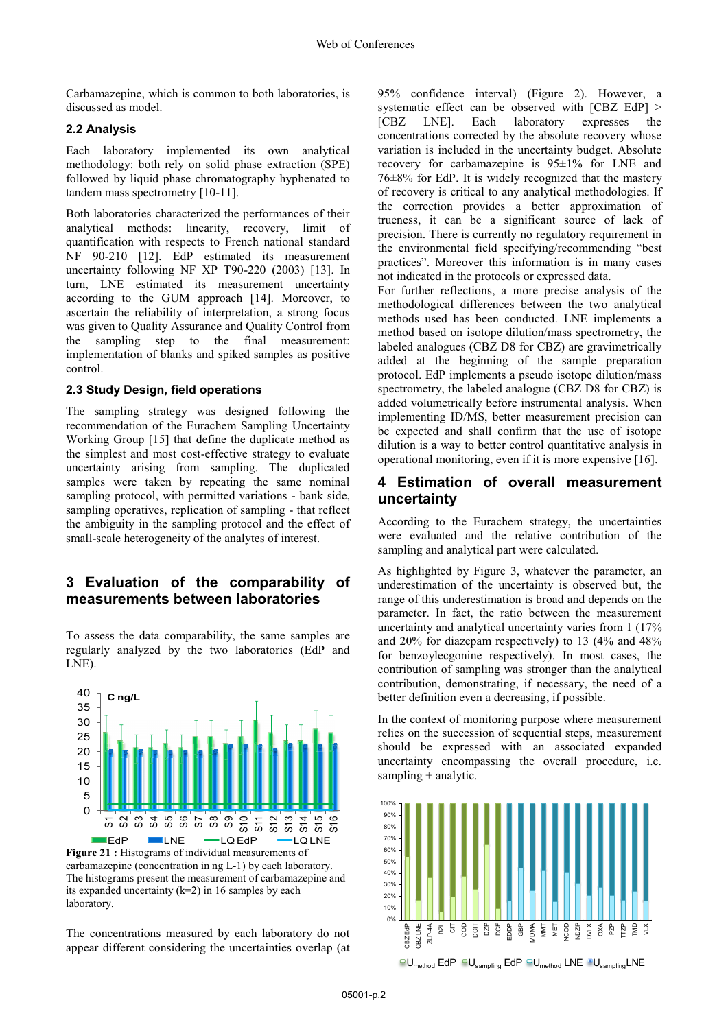Carbamazepine, which is common to both laboratories, is discussed as model.

### 2.2 Analysis

Each laboratory implemented its own analytical methodology: both rely on solid phase extraction (SPE) followed by liquid phase chromatography hyphenated to tandem mass spectrometry [10-11].

Both laboratories characterized the performances of their analytical methods: linearity, recovery, limit of quantification with respects to French national standard NF 90-210 [12]. EdP estimated its measurement uncertainty following NF XP T90-220 (2003) [13]. In turn, LNE estimated its measurement uncertainty according to the GUM approach [14]. Moreover, to ascertain the reliability of interpretation, a strong focus was given to Quality Assurance and Quality Control from the sampling step to the final measurement: implementation of blanks and spiked samples as positive control.

### 2.3 Study Design, field operations

The sampling strategy was designed following the recommendation of the Eurachem Sampling Uncertainty Working Group [15] that define the duplicate method as the simplest and most cost-effective strategy to evaluate uncertainty arising from sampling. The duplicated samples were taken by repeating the same nominal sampling protocol, with permitted variations - bank side, sampling operatives, replication of sampling - that reflect the ambiguity in the sampling protocol and the effect of small-scale heterogeneity of the analytes of interest.

## 3 Evaluation of the comparability of measurements between laboratories

To assess the data comparability, the same samples are regularly analyzed by the two laboratories (EdP and LNE).

**Figure 21 :** Histograms of individual measurements of carbamazepine (concentration in ng L-1) by each laboratory. The histograms present the measurement of carbamazepine and its expanded uncertainty (k=2) in 16 samples by each laboratory.

The concentrations measured by each laboratory do not appear different considering the uncertainties overlap (at 95% confidence interval) (Figure 2). However, a systematic effect can be observed with [CBZ EdP] > [CBZ LNE]. Each laboratory expresses the concentrations corrected by the absolute recovery whose variation is included in the uncertainty budget. Absolute recovery for carbamazepine is 95±1% for LNE and 76±8% for EdP. It is widely recognized that the mastery of recovery is critical to any analytical methodologies. If the correction provides a better approximation of trueness, it can be a significant source of lack of precision. There is currently no regulatory requirement in the environmental field specifying/recommending "best practices". Moreover this information is in many cases not indicated in the protocols or expressed data.

For further reflections, a more precise analysis of the methodological differences between the two analytical methods used has been conducted. LNE implements a method based on isotope dilution/mass spectrometry, the labeled analogues (CBZ D8 for CBZ) are gravimetrically added at the beginning of the sample preparation protocol. EdP implements a pseudo isotope dilution/mass spectrometry, the labeled analogue (CBZ D8 for CBZ) is added volumetrically before instrumental analysis. When implementing ID/MS, better measurement precision can be expected and shall confirm that the use of isotope dilution is a way to better control quantitative analysis in operational monitoring, even if it is more expensive [16].

## 4 Estimation of overall measurement uncertainty

According to the Eurachem strategy, the uncertainties were evaluated and the relative contribution of the sampling and analytical part were calculated.

As highlighted by Figure 3, whatever the parameter, an underestimation of the uncertainty is observed but, the range of this underestimation is broad and depends on the parameter. In fact, the ratio between the measurement uncertainty and analytical uncertainty varies from 1 (17% and 20% for diazepam respectively) to 13 (4% and 48% for benzoylecgonine respectively). In most cases, the contribution of sampling was stronger than the analytical contribution, demonstrating, if necessary, the need of a better definition even a decreasing, if possible.

In the context of monitoring purpose where measurement relies on the succession of sequential steps, measurement should be expressed with an associated expanded uncertainty encompassing the overall procedure, i.e. sampling + analytic.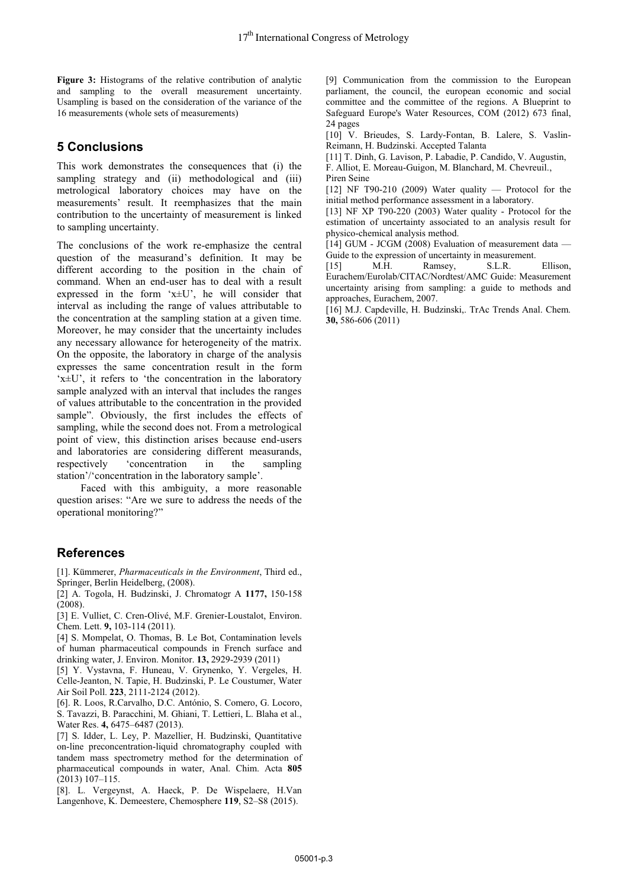**Figure 3:** Histograms of the relative contribution of analytic and sampling to the overall measurement uncertainty. Usampling is based on the consideration of the variance of the 16 measurements (whole sets of measurements)

## 5 Conclusions

This work demonstrates the consequences that (i) the sampling strategy and (ii) methodological and (iii) metrological laboratory choices may have on the measurements' result. It reemphasizes that the main contribution to the uncertainty of measurement is linked to sampling uncertainty.

The conclusions of the work re-emphasize the central question of the measurand's definition. It may be different according to the position in the chain of command. When an end-user has to deal with a result expressed in the form 'x±U', he will consider that interval as including the range of values attributable to the concentration at the sampling station at a given time. Moreover, he may consider that the uncertainty includes any necessary allowance for heterogeneity of the matrix. On the opposite, the laboratory in charge of the analysis expresses the same concentration result in the form 'x±U', it refers to 'the concentration in the laboratory sample analyzed with an interval that includes the ranges of values attributable to the concentration in the provided sample". Obviously, the first includes the effects of sampling, while the second does not. From a metrological point of view, this distinction arises because end-users and laboratories are considering different measurands, respectively 'concentration in the sampling station'/'concentration in the laboratory sample'.

Faced with this ambiguity, a more reasonable question arises: "Are we sure to address the needs of the operational monitoring?"

## References

[1]. Kümmerer, *Pharmaceuticals in the Environment*, Third ed., Springer, Berlin Heidelberg, (2008).

[2] A. Togola, H. Budzinski, J. Chromatogr A **1177,** 150-158 (2008).

[3] E. Vulliet, C. Cren-Olivé, M.F. Grenier-Loustalot, Environ. Chem. Lett. **9,** 103-114 (2011).

[4] S. Mompelat, O. Thomas, B. Le Bot, Contamination levels of human pharmaceutical compounds in French surface and drinking water, J. Environ. Monitor. **13,** 2929-2939 (2011)

[5] Y. Vystavna, F. Huneau, V. Grynenko, Y. Vergeles, H. Celle-Jeanton, N. Tapie, H. Budzinski, P. Le Coustumer, Water Air Soil Poll. **223**, 2111-2124 (2012).

[6]. R. Loos, R.Carvalho, D.C. António, S. Comero, G. Locoro, S. Tavazzi, B. Paracchini, M. Ghiani, T. Lettieri, L. Blaha et al., Water Res. **4,** 6475–6487 (2013).

[7] S. Idder, L. Ley, P. Mazellier, H. Budzinski, Quantitative on-line preconcentration-liquid chromatography coupled with tandem mass spectrometry method for the determination of pharmaceutical compounds in water, Anal. Chim. Acta **805** (2013) 107–115.

[8]. L. Vergeynst, A. Haeck, P. De Wispelaere, H.Van Langenhove, K. Demeestere, Chemosphere **119**, S2–S8 (2015).

[9] Communication from the commission to the European parliament, the council, the european economic and social committee and the committee of the regions. A Blueprint to Safeguard Europe's Water Resources, COM (2012) 673 final, 24 pages

[10] V. Brieudes, S. Lardy-Fontan, B. Lalere, S. Vaslin-Reimann, H. Budzinski. Accepted Talanta

[11] T. Dinh, G. Lavison, P. Labadie, P. Candido, V. Augustin, F. Alliot, E. Moreau-Guigon, M. Blanchard, M. Chevreuil., Piren Seine

[12] NF T90-210 (2009) Water quality — Protocol for the initial method performance assessment in a laboratory.

[13] NF XP T90-220 (2003) Water quality - Protocol for the estimation of uncertainty associated to an analysis result for physico-chemical analysis method.

[14] GUM - JCGM (2008) Evaluation of measurement data — Guide to the expression of uncertainty in measurement.

[15] M.H. Ramsey, S.L.R. Ellison, Eurachem/Eurolab/CITAC/Nordtest/AMC Guide: Measurement uncertainty arising from sampling: a guide to methods and approaches, Eurachem, 2007.

[16] M.J. Capdeville, H. Budzinski,. TrAc Trends Anal. Chem. **30,** 586-606 (2011)